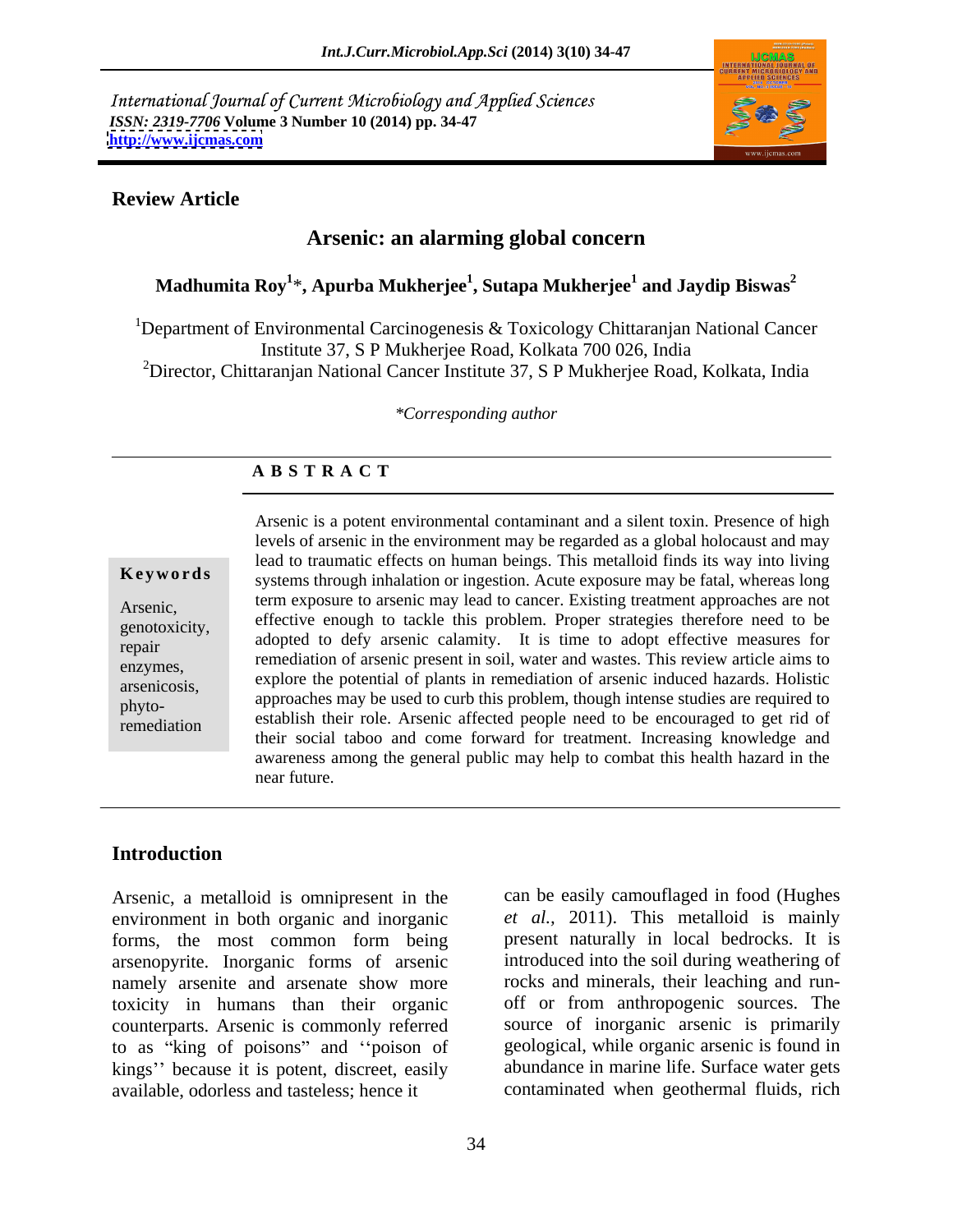International Journal of Current Microbiology and Applied Sciences
*ISSN: 2319-7706* **Volume 3 Number 10 (2014) pp. 34-47**
**http://www.ijcmas.com**

**Review Article**

# Arsenic: an alarming global concern

**Madhumita Roy[1]*, Apurba Mukherjee[1], Sutapa Mukherjee[1] and Jaydip Biswas[2]**

[1]Department of Environmental Carcinogenesis & Toxicology Chittaranjan National Cancer Institute 37, S P Mukherjee Road, Kolkata 700 026, India
[2]Director, Chittaranjan National Cancer Institute 37, S P Mukherjee Road, Kolkata, India

*\*Corresponding author*

## A B S T R A C T

**Keywords**

Arsenic, genotoxicity, repair enzymes, arsenicosis, phyto-remediation

Arsenic is a potent environmental contaminant and a silent toxin. Presence of high levels of arsenic in the environment may be regarded as a global holocaust and may lead to traumatic effects on human beings. This metalloid finds its way into living systems through inhalation or ingestion. Acute exposure may be fatal, whereas long term exposure to arsenic may lead to cancer. Existing treatment approaches are not effective enough to tackle this problem. Proper strategies therefore need to be adopted to defy arsenic calamity. It is time to adopt effective measures for remediation of arsenic present in soil, water and wastes. This review article aims to explore the potential of plants in remediation of arsenic induced hazards. Holistic approaches may be used to curb this problem, though intense studies are required to establish their role. Arsenic affected people need to be encouraged to get rid of their social taboo and come forward for treatment. Increasing knowledge and awareness among the general public may help to combat this health hazard in the near future.

## Introduction

Arsenic, a metalloid is omnipresent in the environment in both organic and inorganic forms, the most common form being arsenopyrite. Inorganic forms of arsenic namely arsenite and arsenate show more toxicity in humans than their organic counterparts. Arsenic is commonly referred to as "king of poisons" and ''poison of kings'' because it is potent, discreet, easily available, odorless and tasteless; hence it can be easily camouflaged in food (Hughes *et al.*, 2011). This metalloid is mainly present naturally in local bedrocks. It is introduced into the soil during weathering of rocks and minerals, their leaching and run-off or from anthropogenic sources. The source of inorganic arsenic is primarily geological, while organic arsenic is found in abundance in marine life. Surface water gets contaminated when geothermal fluids, rich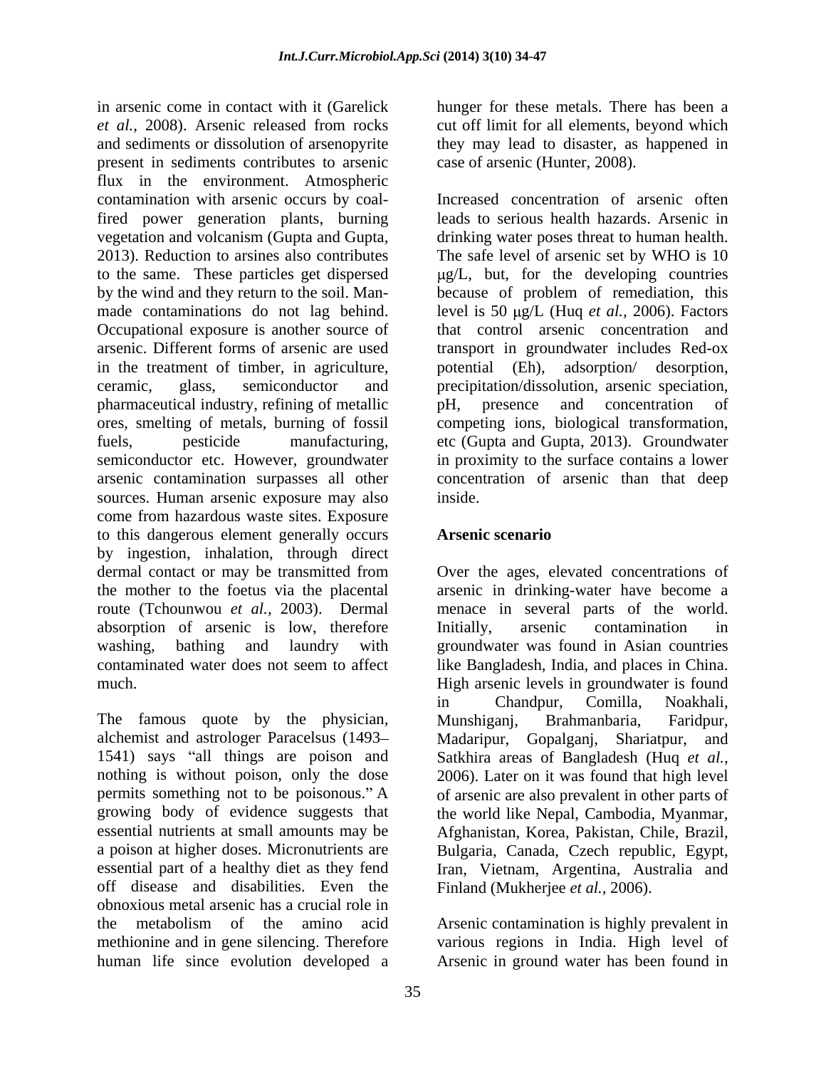in arsenic come in contact with it (Garelick *et al.,* 2008). Arsenic released from rocks and sediments or dissolution of arsenopyrite present in sediments contributes to arsenic flux in the environment. Atmospheric contamination with arsenic occurs by coal-fired power generation plants, burning vegetation and volcanism (Gupta and Gupta, 2013). Reduction to arsines also contributes to the same. These particles get dispersed by the wind and they return to the soil. Man-made contaminations do not lag behind. Occupational exposure is another source of arsenic. Different forms of arsenic are used in the treatment of timber, in agriculture, ceramic, glass, semiconductor and pharmaceutical industry, refining of metallic ores, smelting of metals, burning of fossil fuels, pesticide manufacturing, semiconductor etc. However, groundwater arsenic contamination surpasses all other sources. Human arsenic exposure may also come from hazardous waste sites. Exposure to this dangerous element generally occurs by ingestion, inhalation, through direct dermal contact or may be transmitted from the mother to the foetus via the placental route (Tchounwou *et al.,* 2003). Dermal absorption of arsenic is low, therefore washing, bathing and laundry with contaminated water does not seem to affect much.

The famous quote by the physician, alchemist and astrologer Paracelsus (1493–1541) says "all things are poison and nothing is without poison, only the dose permits something not to be poisonous." A growing body of evidence suggests that essential nutrients at small amounts may be a poison at higher doses. Micronutrients are essential part of a healthy diet as they fend off disease and disabilities. Even the obnoxious metal arsenic has a crucial role in the metabolism of the amino acid methionine and in gene silencing. Therefore human life since evolution developed a hunger for these metals. There has been a cut off limit for all elements, beyond which they may lead to disaster, as happened in case of arsenic (Hunter, 2008).

Increased concentration of arsenic often leads to serious health hazards. Arsenic in drinking water poses threat to human health. The safe level of arsenic set by WHO is 10 μg/L, but, for the developing countries because of problem of remediation, this level is 50 μg/L (Huq *et al.,* 2006). Factors that control arsenic concentration and transport in groundwater includes Red-ox potential (Eh), adsorption/ desorption, precipitation/dissolution, arsenic speciation, pH, presence and concentration of competing ions, biological transformation, etc (Gupta and Gupta, 2013). Groundwater in proximity to the surface contains a lower concentration of arsenic than that deep inside.

## Arsenic scenario

Over the ages, elevated concentrations of arsenic in drinking-water have become a menace in several parts of the world. Initially, arsenic contamination in groundwater was found in Asian countries like Bangladesh, India, and places in China. High arsenic levels in groundwater is found in Chandpur, Comilla, Noakhali, Munshiganj, Brahmanbaria, Faridpur, Madaripur, Gopalganj, Shariatpur, and Satkhira areas of Bangladesh (Huq *et al.,* 2006). Later on it was found that high level of arsenic are also prevalent in other parts of the world like Nepal, Cambodia, Myanmar, Afghanistan, Korea, Pakistan, Chile, Brazil, Bulgaria, Canada, Czech republic, Egypt, Iran, Vietnam, Argentina, Australia and Finland (Mukherjee *et al.,* 2006).

Arsenic contamination is highly prevalent in various regions in India. High level of Arsenic in ground water has been found in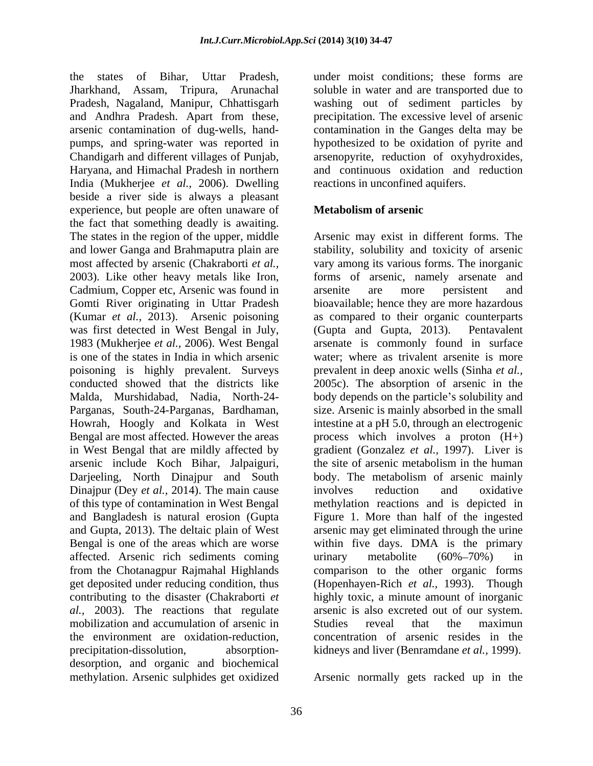the states of Bihar, Uttar Pradesh, Jharkhand, Assam, Tripura, Arunachal Pradesh, Nagaland, Manipur, Chhattisgarh and Andhra Pradesh. Apart from these, arsenic contamination of dug-wells, hand-pumps, and spring-water was reported in Chandigarh and different villages of Punjab, Haryana, and Himachal Pradesh in northern India (Mukherjee *et al.,* 2006). Dwelling beside a river side is always a pleasant experience, but people are often unaware of the fact that something deadly is awaiting. The states in the region of the upper, middle and lower Ganga and Brahmaputra plain are most affected by arsenic (Chakraborti *et al.,* 2003). Like other heavy metals like Iron, Cadmium, Copper etc, Arsenic was found in Gomti River originating in Uttar Pradesh (Kumar *et al.,* 2013). Arsenic poisoning was first detected in West Bengal in July, 1983 (Mukherjee *et al.,* 2006). West Bengal is one of the states in India in which arsenic poisoning is highly prevalent. Surveys conducted showed that the districts like Malda, Murshidabad, Nadia, North-24-Parganas, South-24-Parganas, Bardhaman, Howrah, Hoogly and Kolkata in West Bengal are most affected. However the areas in West Bengal that are mildly affected by arsenic include Koch Bihar, Jalpaiguri, Darjeeling, North Dinajpur and South Dinajpur (Dey *et al.,* 2014). The main cause of this type of contamination in West Bengal and Bangladesh is natural erosion (Gupta and Gupta, 2013). The deltaic plain of West Bengal is one of the areas which are worse affected. Arsenic rich sediments coming from the Chotanagpur Rajmahal Highlands get deposited under reducing condition, thus contributing to the disaster (Chakraborti *et al.,* 2003). The reactions that regulate mobilization and accumulation of arsenic in the environment are oxidation-reduction, precipitation-dissolution, absorption-desorption, and organic and biochemical methylation. Arsenic sulphides get oxidized under moist conditions; these forms are soluble in water and are transported due to washing out of sediment particles by precipitation. The excessive level of arsenic contamination in the Ganges delta may be hypothesized to be oxidation of pyrite and arsenopyrite, reduction of oxyhydroxides, and continuous oxidation and reduction reactions in unconfined aquifers.

## Metabolism of arsenic

Arsenic may exist in different forms. The stability, solubility and toxicity of arsenic vary among its various forms. The inorganic forms of arsenic, namely arsenate and arsenite are more persistent and bioavailable; hence they are more hazardous as compared to their organic counterparts (Gupta and Gupta, 2013). Pentavalent arsenate is commonly found in surface water; where as trivalent arsenite is more prevalent in deep anoxic wells (Sinha *et al.,* 2005c). The absorption of arsenic in the body depends on the particle's solubility and size. Arsenic is mainly absorbed in the small intestine at a pH 5.0, through an electrogenic process which involves a proton (H+) gradient (Gonzalez *et al.,* 1997). Liver is the site of arsenic metabolism in the human body. The metabolism of arsenic mainly involves reduction and oxidative methylation reactions and is depicted in Figure 1. More than half of the ingested arsenic may get eliminated through the urine within five days. DMA is the primary urinary metabolite (60%–70%) in comparison to the other organic forms (Hopenhayen-Rich *et al.,* 1993). Though highly toxic, a minute amount of inorganic arsenic is also excreted out of our system. Studies reveal that the maximun concentration of arsenic resides in the kidneys and liver (Benramdane *et al.,* 1999).

Arsenic normally gets racked up in the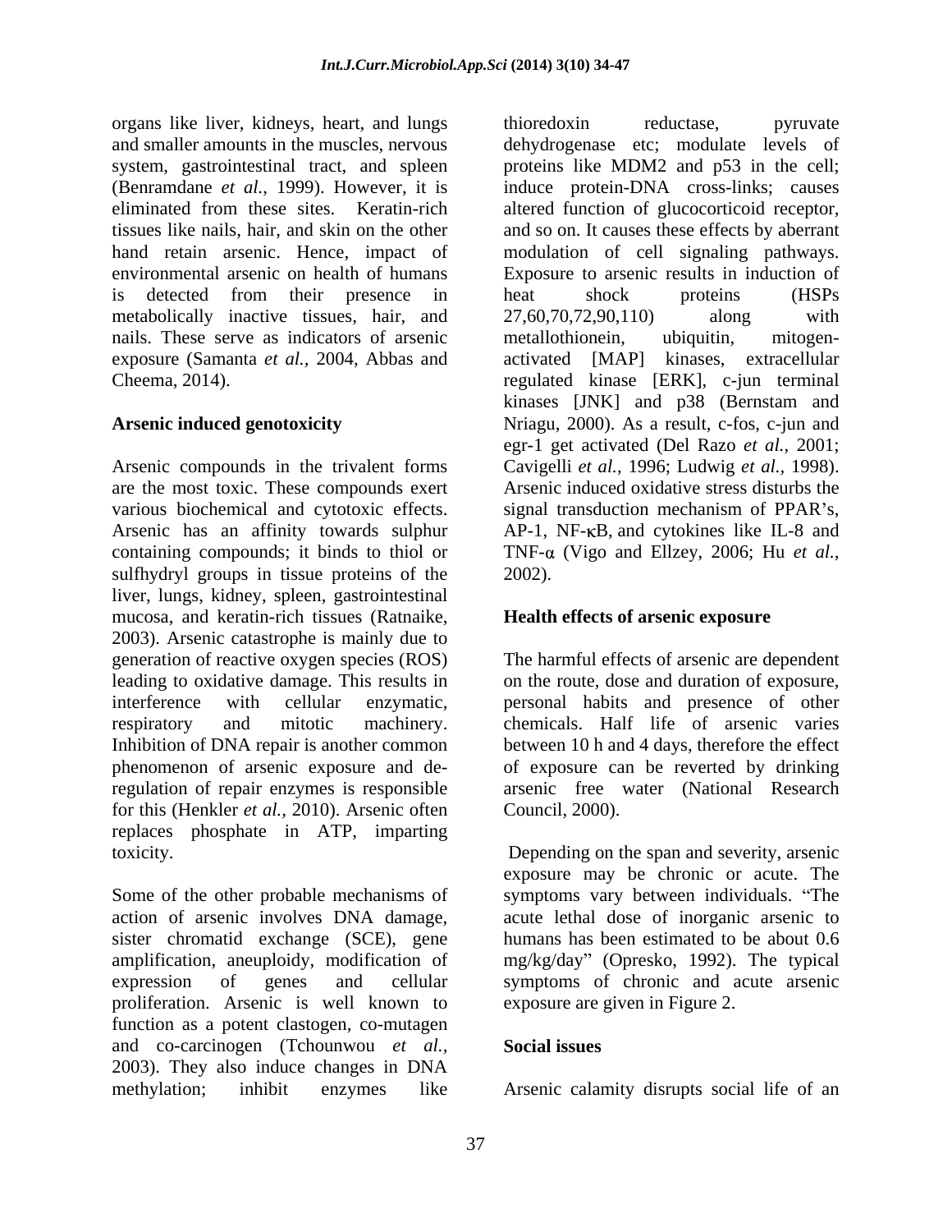organs like liver, kidneys, heart, and lungs and smaller amounts in the muscles, nervous system, gastrointestinal tract, and spleen (Benramdane *et al.,* 1999). However, it is eliminated from these sites. Keratin-rich tissues like nails, hair, and skin on the other hand retain arsenic. Hence, impact of environmental arsenic on health of humans is detected from their presence in metabolically inactive tissues, hair, and nails. These serve as indicators of arsenic exposure (Samanta *et al.,* 2004, Abbas and Cheema, 2014).

## Arsenic induced genotoxicity

Arsenic compounds in the trivalent forms are the most toxic. These compounds exert various biochemical and cytotoxic effects. Arsenic has an affinity towards sulphur containing compounds; it binds to thiol or sulfhydryl groups in tissue proteins of the liver, lungs, kidney, spleen, gastrointestinal mucosa, and keratin-rich tissues (Ratnaike, 2003). Arsenic catastrophe is mainly due to generation of reactive oxygen species (ROS) leading to oxidative damage. This results in interference with cellular enzymatic, respiratory and mitotic machinery. Inhibition of DNA repair is another common phenomenon of arsenic exposure and de-regulation of repair enzymes is responsible for this (Henkler *et al.,* 2010). Arsenic often replaces phosphate in ATP, imparting toxicity.

Some of the other probable mechanisms of action of arsenic involves DNA damage, sister chromatid exchange (SCE), gene amplification, aneuploidy, modification of expression of genes and cellular proliferation. Arsenic is well known to function as a potent clastogen, co-mutagen and co-carcinogen (Tchounwou *et al.,* 2003). They also induce changes in DNA methylation; inhibit enzymes like thioredoxin reductase, pyruvate dehydrogenase etc; modulate levels of proteins like MDM2 and p53 in the cell; induce protein-DNA cross-links; causes altered function of glucocorticoid receptor, and so on. It causes these effects by aberrant modulation of cell signaling pathways. Exposure to arsenic results in induction of heat shock proteins (HSPs 27,60,70,72,90,110) along with metallothionein, ubiquitin, mitogen-activated [MAP] kinases, extracellular regulated kinase [ERK], c-jun terminal kinases [JNK] and p38 (Bernstam and Nriagu, 2000). As a result, c-fos, c-jun and egr-1 get activated (Del Razo *et al.,* 2001; Cavigelli *et al.,* 1996; Ludwig *et al.,* 1998). Arsenic induced oxidative stress disturbs the signal transduction mechanism of PPAR's, AP-1, NF-$\kappa$B, and cytokines like IL-8 and TNF-$\alpha$ (Vigo and Ellzey, 2006; Hu *et al.,* 2002).

## Health effects of arsenic exposure

The harmful effects of arsenic are dependent on the route, dose and duration of exposure, personal habits and presence of other chemicals. Half life of arsenic varies between 10 h and 4 days, therefore the effect of exposure can be reverted by drinking arsenic free water (National Research Council, 2000).

Depending on the span and severity, arsenic exposure may be chronic or acute. The symptoms vary between individuals. "The acute lethal dose of inorganic arsenic to humans has been estimated to be about 0.6 mg/kg/day" (Opresko, 1992). The typical symptoms of chronic and acute arsenic exposure are given in Figure 2.

## Social issues

Arsenic calamity disrupts social life of an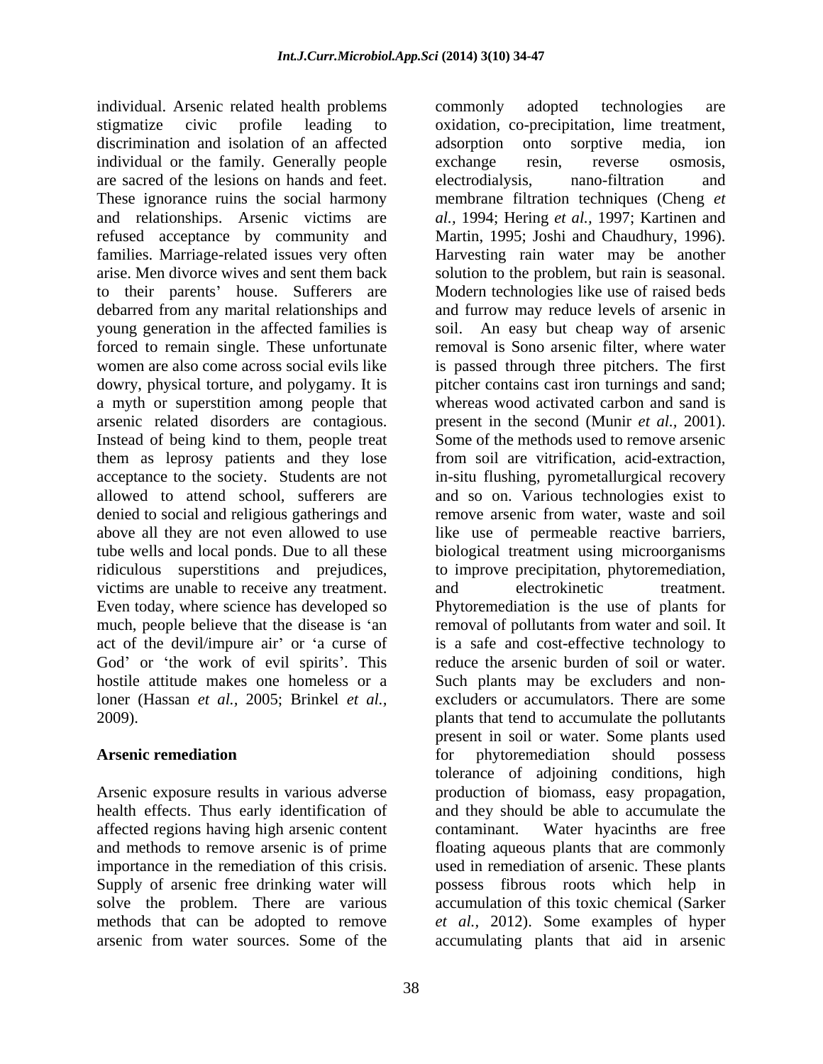individual. Arsenic related health problems stigmatize civic profile leading to discrimination and isolation of an affected individual or the family. Generally people are sacred of the lesions on hands and feet. These ignorance ruins the social harmony and relationships. Arsenic victims are refused acceptance by community and families. Marriage-related issues very often arise. Men divorce wives and sent them back to their parents' house. Sufferers are debarred from any marital relationships and young generation in the affected families is forced to remain single. These unfortunate women are also come across social evils like dowry, physical torture, and polygamy. It is a myth or superstition among people that arsenic related disorders are contagious. Instead of being kind to them, people treat them as leprosy patients and they lose acceptance to the society. Students are not allowed to attend school, sufferers are denied to social and religious gatherings and above all they are not even allowed to use tube wells and local ponds. Due to all these ridiculous superstitions and prejudices, victims are unable to receive any treatment. Even today, where science has developed so much, people believe that the disease is 'an act of the devil/impure air' or 'a curse of God' or 'the work of evil spirits'. This hostile attitude makes one homeless or a loner (Hassan *et al.,* 2005; Brinkel *et al.,* 2009).

## Arsenic remediation

Arsenic exposure results in various adverse health effects. Thus early identification of affected regions having high arsenic content and methods to remove arsenic is of prime importance in the remediation of this crisis. Supply of arsenic free drinking water will solve the problem. There are various methods that can be adopted to remove arsenic from water sources. Some of the commonly adopted technologies are oxidation, co-precipitation, lime treatment, adsorption onto sorptive media, ion exchange resin, reverse osmosis, electrodialysis, nano-filtration and membrane filtration techniques (Cheng *et al.,* 1994; Hering *et al.,* 1997; Kartinen and Martin, 1995; Joshi and Chaudhury, 1996). Harvesting rain water may be another solution to the problem, but rain is seasonal. Modern technologies like use of raised beds and furrow may reduce levels of arsenic in soil. An easy but cheap way of arsenic removal is Sono arsenic filter, where water is passed through three pitchers. The first pitcher contains cast iron turnings and sand; whereas wood activated carbon and sand is present in the second (Munir *et al.,* 2001). Some of the methods used to remove arsenic from soil are vitrification, acid-extraction, in-situ flushing, pyrometallurgical recovery and so on. Various technologies exist to remove arsenic from water, waste and soil like use of permeable reactive barriers, biological treatment using microorganisms to improve precipitation, phytoremediation, and electrokinetic treatment. Phytoremediation is the use of plants for removal of pollutants from water and soil. It is a safe and cost-effective technology to reduce the arsenic burden of soil or water. Such plants may be excluders and non-excluders or accumulators. There are some plants that tend to accumulate the pollutants present in soil or water. Some plants used for phytoremediation should possess tolerance of adjoining conditions, high production of biomass, easy propagation, and they should be able to accumulate the contaminant. Water hyacinths are free floating aqueous plants that are commonly used in remediation of arsenic. These plants possess fibrous roots which help in accumulation of this toxic chemical (Sarker *et al.,* 2012). Some examples of hyper accumulating plants that aid in arsenic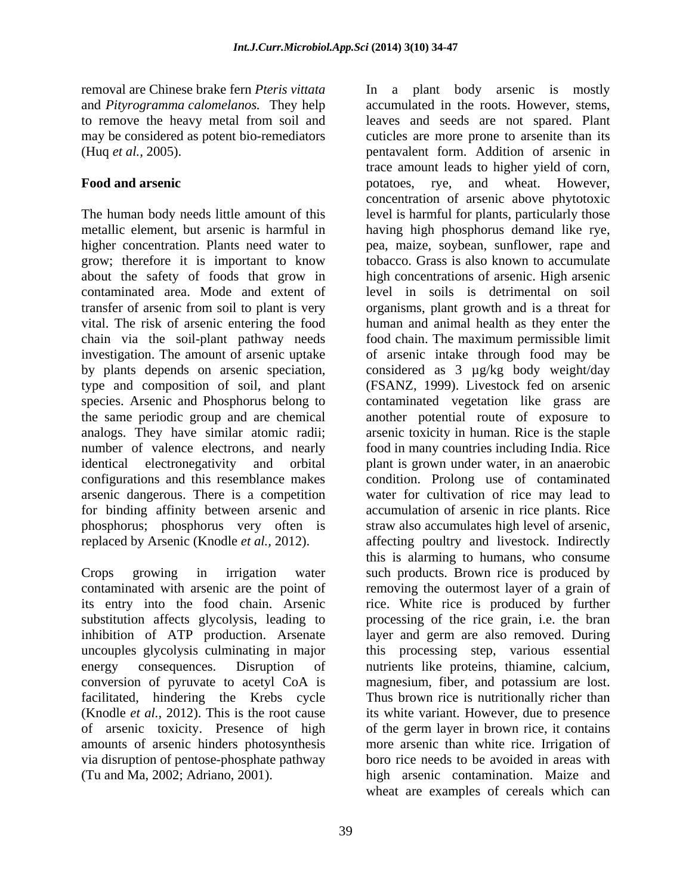removal are Chinese brake fern *Pteris vittata* and *Pityrogramma calomelanos.* They help to remove the heavy metal from soil and may be considered as potent bio-remediators (Huq *et al.,* 2005).

**Food and arsenic**

The human body needs little amount of this metallic element, but arsenic is harmful in higher concentration. Plants need water to grow; therefore it is important to know about the safety of foods that grow in contaminated area. Mode and extent of transfer of arsenic from soil to plant is very vital. The risk of arsenic entering the food chain via the soil-plant pathway needs investigation. The amount of arsenic uptake by plants depends on arsenic speciation, type and composition of soil, and plant species. Arsenic and Phosphorus belong to the same periodic group and are chemical analogs. They have similar atomic radii; number of valence electrons, and nearly identical electronegativity and orbital configurations and this resemblance makes arsenic dangerous. There is a competition for binding affinity between arsenic and phosphorus; phosphorus very often is replaced by Arsenic (Knodle *et al.,* 2012).

Crops growing in irrigation water contaminated with arsenic are the point of its entry into the food chain. Arsenic substitution affects glycolysis, leading to inhibition of ATP production. Arsenate uncouples glycolysis culminating in major energy consequences. Disruption of conversion of pyruvate to acetyl CoA is facilitated, hindering the Krebs cycle (Knodle *et al.,* 2012). This is the root cause of arsenic toxicity. Presence of high amounts of arsenic hinders photosynthesis via disruption of pentose-phosphate pathway (Tu and Ma, 2002; Adriano, 2001).

In a plant body arsenic is mostly accumulated in the roots. However, stems, leaves and seeds are not spared. Plant cuticles are more prone to arsenite than its pentavalent form. Addition of arsenic in trace amount leads to higher yield of corn, potatoes, rye, and wheat. However, concentration of arsenic above phytotoxic level is harmful for plants, particularly those having high phosphorus demand like rye, pea, maize, soybean, sunflower, rape and tobacco. Grass is also known to accumulate high concentrations of arsenic. High arsenic level in soils is detrimental on soil organisms, plant growth and is a threat for human and animal health as they enter the food chain. The maximum permissible limit of arsenic intake through food may be considered as 3 µg/kg body weight/day (FSANZ, 1999). Livestock fed on arsenic contaminated vegetation like grass are another potential route of exposure to arsenic toxicity in human. Rice is the staple food in many countries including India. Rice plant is grown under water, in an anaerobic condition. Prolong use of contaminated water for cultivation of rice may lead to accumulation of arsenic in rice plants. Rice straw also accumulates high level of arsenic, affecting poultry and livestock. Indirectly this is alarming to humans, who consume such products. Brown rice is produced by removing the outermost layer of a grain of rice. White rice is produced by further processing of the rice grain, i.e. the bran layer and germ are also removed. During this processing step, various essential nutrients like proteins, thiamine, calcium, magnesium, fiber, and potassium are lost. Thus brown rice is nutritionally richer than its white variant. However, due to presence of the germ layer in brown rice, it contains more arsenic than white rice. Irrigation of boro rice needs to be avoided in areas with high arsenic contamination. Maize and wheat are examples of cereals which can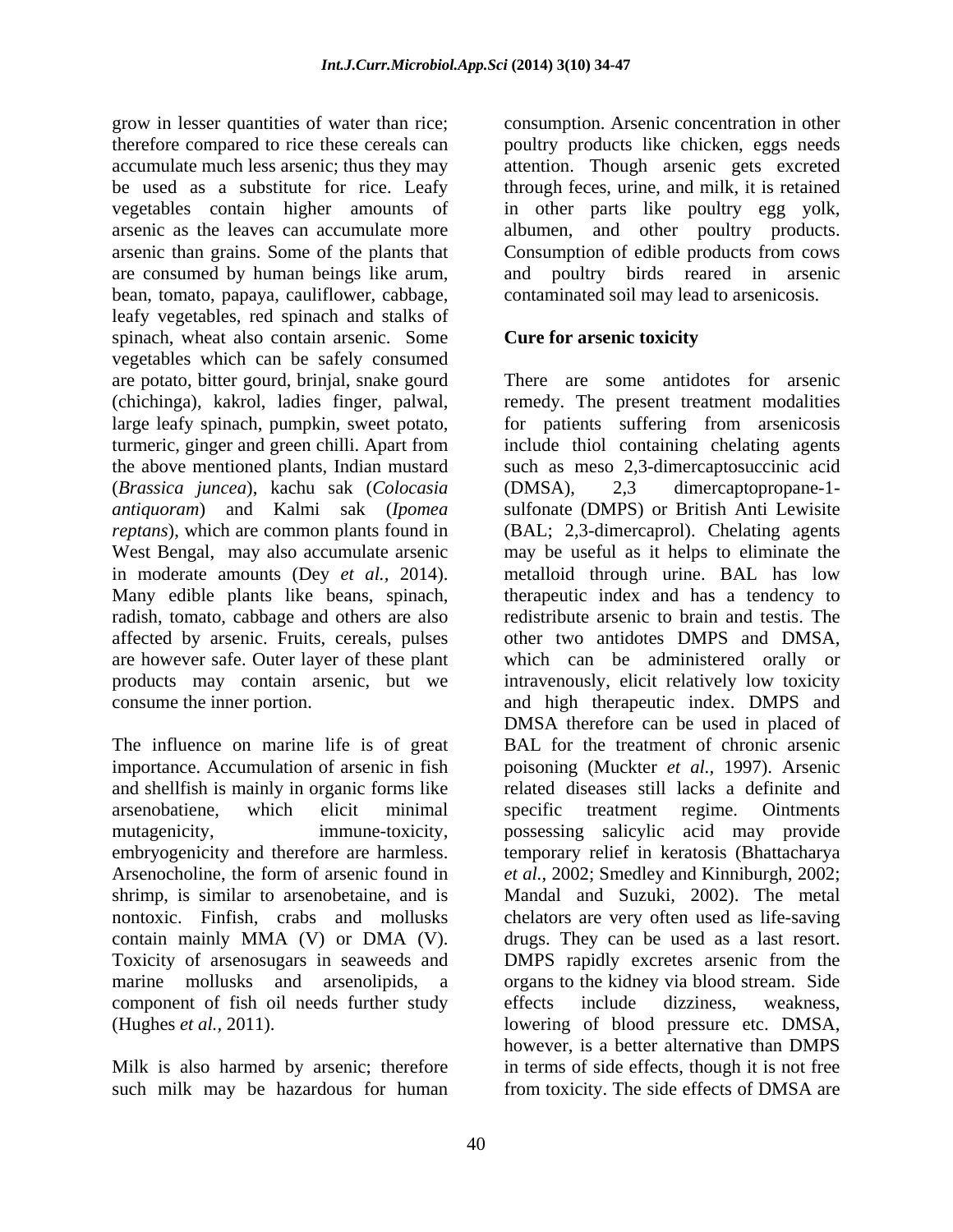grow in lesser quantities of water than rice; therefore compared to rice these cereals can accumulate much less arsenic; thus they may be used as a substitute for rice. Leafy vegetables contain higher amounts of arsenic as the leaves can accumulate more arsenic than grains. Some of the plants that are consumed by human beings like arum, bean, tomato, papaya, cauliflower, cabbage, leafy vegetables, red spinach and stalks of spinach, wheat also contain arsenic. Some vegetables which can be safely consumed are potato, bitter gourd, brinjal, snake gourd (chichinga), kakrol, ladies finger, palwal, large leafy spinach, pumpkin, sweet potato, turmeric, ginger and green chilli. Apart from the above mentioned plants, Indian mustard (*Brassica juncea*), kachu sak (*Colocasia antiquoram*) and Kalmi sak (*Ipomea reptans*), which are common plants found in West Bengal, may also accumulate arsenic in moderate amounts (Dey *et al.,* 2014). Many edible plants like beans, spinach, radish, tomato, cabbage and others are also affected by arsenic. Fruits, cereals, pulses are however safe. Outer layer of these plant products may contain arsenic, but we consume the inner portion.

The influence on marine life is of great importance. Accumulation of arsenic in fish and shellfish is mainly in organic forms like arsenobatiene, which elicit minimal mutagenicity, immune-toxicity, embryogenicity and therefore are harmless. Arsenocholine, the form of arsenic found in shrimp, is similar to arsenobetaine, and is nontoxic. Finfish, crabs and mollusks contain mainly MMA (V) or DMA (V). Toxicity of arsenosugars in seaweeds and marine mollusks and arsenolipids, a component of fish oil needs further study (Hughes *et al.,* 2011).

Milk is also harmed by arsenic; therefore such milk may be hazardous for human consumption. Arsenic concentration in other poultry products like chicken, eggs needs attention. Though arsenic gets excreted through feces, urine, and milk, it is retained in other parts like poultry egg yolk, albumen, and other poultry products. Consumption of edible products from cows and poultry birds reared in arsenic contaminated soil may lead to arsenicosis.

## Cure for arsenic toxicity

There are some antidotes for arsenic remedy. The present treatment modalities for patients suffering from arsenicosis include thiol containing chelating agents such as meso 2,3-dimercaptosuccinic acid (DMSA), 2,3 dimercaptopropane-1-sulfonate (DMPS) or British Anti Lewisite (BAL; 2,3-dimercaprol). Chelating agents may be useful as it helps to eliminate the metalloid through urine. BAL has low therapeutic index and has a tendency to redistribute arsenic to brain and testis. The other two antidotes DMPS and DMSA, which can be administered orally or intravenously, elicit relatively low toxicity and high therapeutic index. DMPS and DMSA therefore can be used in placed of BAL for the treatment of chronic arsenic poisoning (Muckter *et al.,* 1997). Arsenic related diseases still lacks a definite and specific treatment regime. Ointments possessing salicylic acid may provide temporary relief in keratosis (Bhattacharya *et al.,* 2002; Smedley and Kinniburgh, 2002; Mandal and Suzuki, 2002). The metal chelators are very often used as life-saving drugs. They can be used as a last resort. DMPS rapidly excretes arsenic from the organs to the kidney via blood stream. Side effects include dizziness, weakness, lowering of blood pressure etc. DMSA, however, is a better alternative than DMPS in terms of side effects, though it is not free from toxicity. The side effects of DMSA are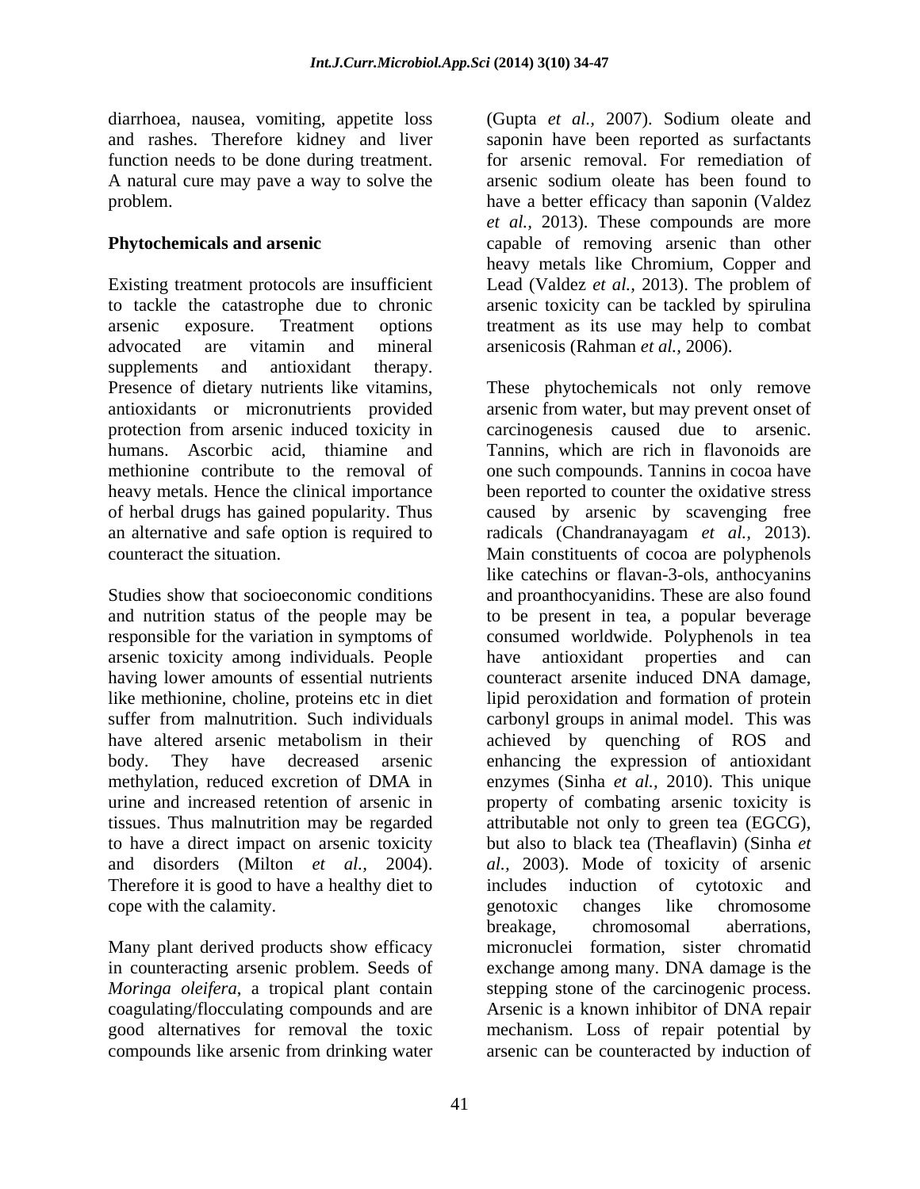diarrhoea, nausea, vomiting, appetite loss and rashes. Therefore kidney and liver function needs to be done during treatment. A natural cure may pave a way to solve the problem.

## Phytochemicals and arsenic

Existing treatment protocols are insufficient to tackle the catastrophe due to chronic arsenic exposure. Treatment options advocated are vitamin and mineral supplements and antioxidant therapy. Presence of dietary nutrients like vitamins, antioxidants or micronutrients provided protection from arsenic induced toxicity in humans. Ascorbic acid, thiamine and methionine contribute to the removal of heavy metals. Hence the clinical importance of herbal drugs has gained popularity. Thus an alternative and safe option is required to counteract the situation.

Studies show that socioeconomic conditions and nutrition status of the people may be responsible for the variation in symptoms of arsenic toxicity among individuals. People having lower amounts of essential nutrients like methionine, choline, proteins etc in diet suffer from malnutrition. Such individuals have altered arsenic metabolism in their body. They have decreased arsenic methylation, reduced excretion of DMA in urine and increased retention of arsenic in tissues. Thus malnutrition may be regarded to have a direct impact on arsenic toxicity and disorders (Milton *et al.,* 2004). Therefore it is good to have a healthy diet to cope with the calamity.

Many plant derived products show efficacy in counteracting arsenic problem. Seeds of *Moringa oleifera*, a tropical plant contain coagulating/flocculating compounds and are good alternatives for removal the toxic compounds like arsenic from drinking water (Gupta *et al.,* 2007). Sodium oleate and saponin have been reported as surfactants for arsenic removal. For remediation of arsenic sodium oleate has been found to have a better efficacy than saponin (Valdez *et al.,* 2013). These compounds are more capable of removing arsenic than other heavy metals like Chromium, Copper and Lead (Valdez *et al.,* 2013). The problem of arsenic toxicity can be tackled by spirulina treatment as its use may help to combat arsenicosis (Rahman *et al.,* 2006).

These phytochemicals not only remove arsenic from water, but may prevent onset of carcinogenesis caused due to arsenic. Tannins, which are rich in flavonoids are one such compounds. Tannins in cocoa have been reported to counter the oxidative stress caused by arsenic by scavenging free radicals (Chandranayagam *et al.,* 2013). Main constituents of cocoa are polyphenols like catechins or flavan-3-ols, anthocyanins and proanthocyanidins. These are also found to be present in tea, a popular beverage consumed worldwide. Polyphenols in tea have antioxidant properties and can counteract arsenite induced DNA damage, lipid peroxidation and formation of protein carbonyl groups in animal model. This was achieved by quenching of ROS and enhancing the expression of antioxidant enzymes (Sinha *et al.,* 2010). This unique property of combating arsenic toxicity is attributable not only to green tea (EGCG), but also to black tea (Theaflavin) (Sinha *et al.,* 2003). Mode of toxicity of arsenic includes induction of cytotoxic and genotoxic changes like chromosome breakage, chromosomal aberrations, micronuclei formation, sister chromatid exchange among many. DNA damage is the stepping stone of the carcinogenic process. Arsenic is a known inhibitor of DNA repair mechanism. Loss of repair potential by arsenic can be counteracted by induction of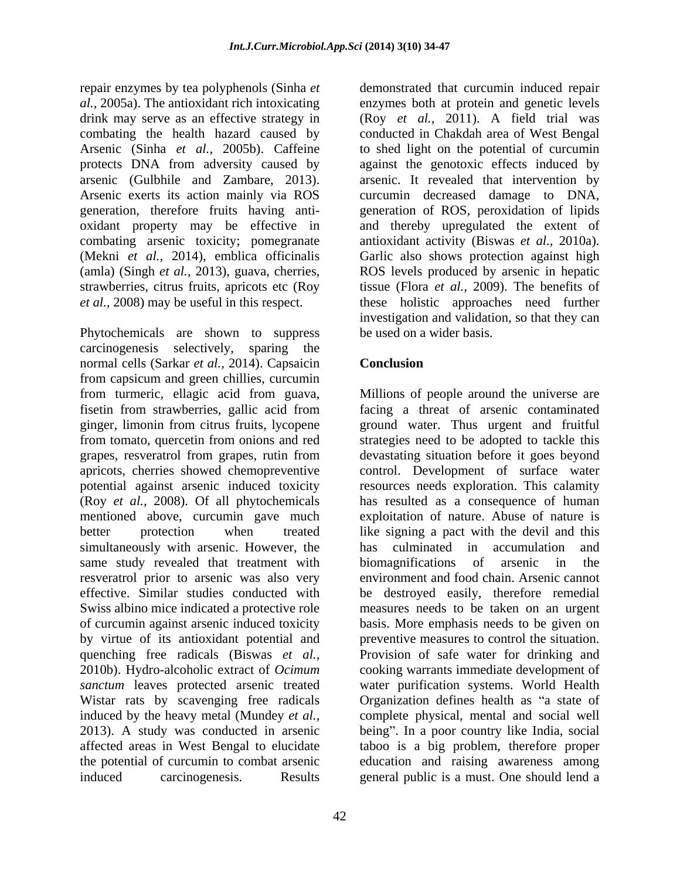repair enzymes by tea polyphenols (Sinha *et al.*, 2005a). The antioxidant rich intoxicating drink may serve as an effective strategy in combating the health hazard caused by Arsenic (Sinha *et al.*, 2005b). Caffeine protects DNA from adversity caused by arsenic (Gulbhile and Zambare, 2013). Arsenic exerts its action mainly via ROS generation, therefore fruits having anti-oxidant property may be effective in combating arsenic toxicity; pomegranate (Mekni *et al.*, 2014), emblica officinalis (amla) (Singh *et al.*, 2013), guava, cherries, strawberries, citrus fruits, apricots etc (Roy *et al.*, 2008) may be useful in this respect.

Phytochemicals are shown to suppress carcinogenesis selectively, sparing the normal cells (Sarkar *et al.*, 2014). Capsaicin from capsicum and green chillies, curcumin from turmeric, ellagic acid from guava, fisetin from strawberries, gallic acid from ginger, limonin from citrus fruits, lycopene from tomato, quercetin from onions and red grapes, resveratrol from grapes, rutin from apricots, cherries showed chemopreventive potential against arsenic induced toxicity (Roy *et al.*, 2008). Of all phytochemicals mentioned above, curcumin gave much better protection when treated simultaneously with arsenic. However, the same study revealed that treatment with resveratrol prior to arsenic was also very effective. Similar studies conducted with Swiss albino mice indicated a protective role of curcumin against arsenic induced toxicity by virtue of its antioxidant potential and quenching free radicals (Biswas *et al.*, 2010b). Hydro-alcoholic extract of *Ocimum sanctum* leaves protected arsenic treated Wistar rats by scavenging free radicals induced by the heavy metal (Mundey *et al.*, 2013). A study was conducted in arsenic affected areas in West Bengal to elucidate the potential of curcumin to combat arsenic induced carcinogenesis. Results demonstrated that curcumin induced repair enzymes both at protein and genetic levels (Roy *et al.*, 2011). A field trial was conducted in Chakdah area of West Bengal to shed light on the potential of curcumin against the genotoxic effects induced by arsenic. It revealed that intervention by curcumin decreased damage to DNA, generation of ROS, peroxidation of lipids and thereby upregulated the extent of antioxidant activity (Biswas *et al.*, 2010a). Garlic also shows protection against high ROS levels produced by arsenic in hepatic tissue (Flora *et al.*, 2009). The benefits of these holistic approaches need further investigation and validation, so that they can be used on a wider basis.

## Conclusion

Millions of people around the universe are facing a threat of arsenic contaminated ground water. Thus urgent and fruitful strategies need to be adopted to tackle this devastating situation before it goes beyond control. Development of surface water resources needs exploration. This calamity has resulted as a consequence of human exploitation of nature. Abuse of nature is like signing a pact with the devil and this has culminated in accumulation and biomagnifications of arsenic in the environment and food chain. Arsenic cannot be destroyed easily, therefore remedial measures needs to be taken on an urgent basis. More emphasis needs to be given on preventive measures to control the situation. Provision of safe water for drinking and cooking warrants immediate development of water purification systems. World Health Organization defines health as "a state of complete physical, mental and social well being". In a poor country like India, social taboo is a big problem, therefore proper education and raising awareness among general public is a must. One should lend a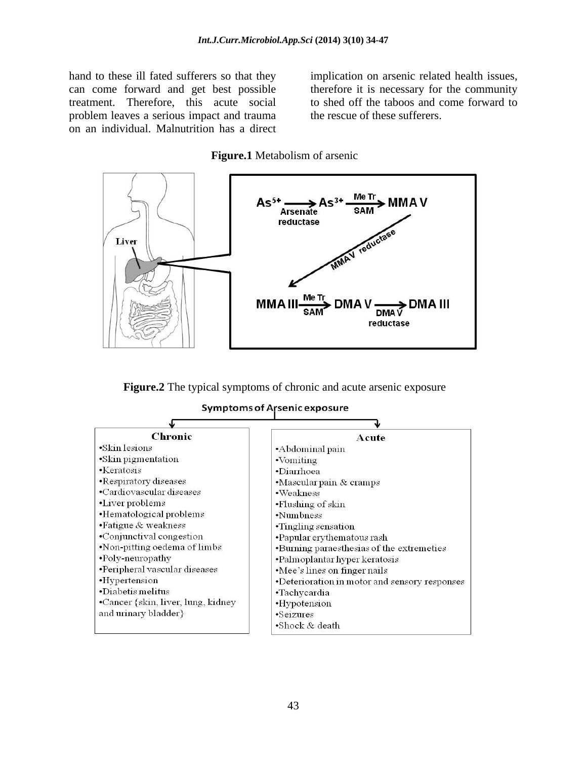hand to these ill fated sufferers so that they can come forward and get best possible treatment. Therefore, this acute social problem leaves a serious impact and trauma on an individual. Malnutrition has a direct implication on arsenic related health issues, therefore it is necessary for the community to shed off the taboos and come forward to the rescue of these sufferers.

**Figure.1** Metabolism of arsenic

Liver

$As^{5+} \xrightarrow{\text{Arsenate reductase}} As^{3+} \xrightarrow[\text{SAM}]{\text{Me Tr}} \text{MMA V}$

MMAV reductase

$\text{MMA III} \xrightarrow[\text{SAM}]{\text{Me Tr}} \text{DMA V} \xrightarrow{\text{DMA V reductase}} \text{DMA III}$

**Figure.2** The typical symptoms of chronic and acute arsenic exposure

Symptoms of Arsenic exposure

| Chronic | Acute |
| --- | --- |
| •Skin lesions | •Abdominal pain |
| •Skin pigmentation | •Vomiting |
| •Keratosis | •Diarrhoea |
| •Respiratory diseases | •Mascular pain & cramps |
| •Cardiovascular diseases | •Weakness |
| •Liver problems | •Flushing of skin |
| •Hematological problems | •Numbness |
| •Fatigue & weakness | •Tingling sensation |
| •Conjunctival congestion | •Papular erythematous rash |
| •Non-pitting oedema of limbs | •Burning paraesthesias of the extremeties |
| •Poly-neuropathy | •Palmoplantar hyper keratosis |
| •Peripheral vascular diseases | •Mee's lines on finger nails |
| •Hypertension | •Deterioration in motor and sensory responses |
| •Diabetis melitus | •Tachycardia |
| •Cancer {skin, liver, lung, kidney and urinary bladder} | •Hypotension |
| | •Seizures |
| | •Shock & death |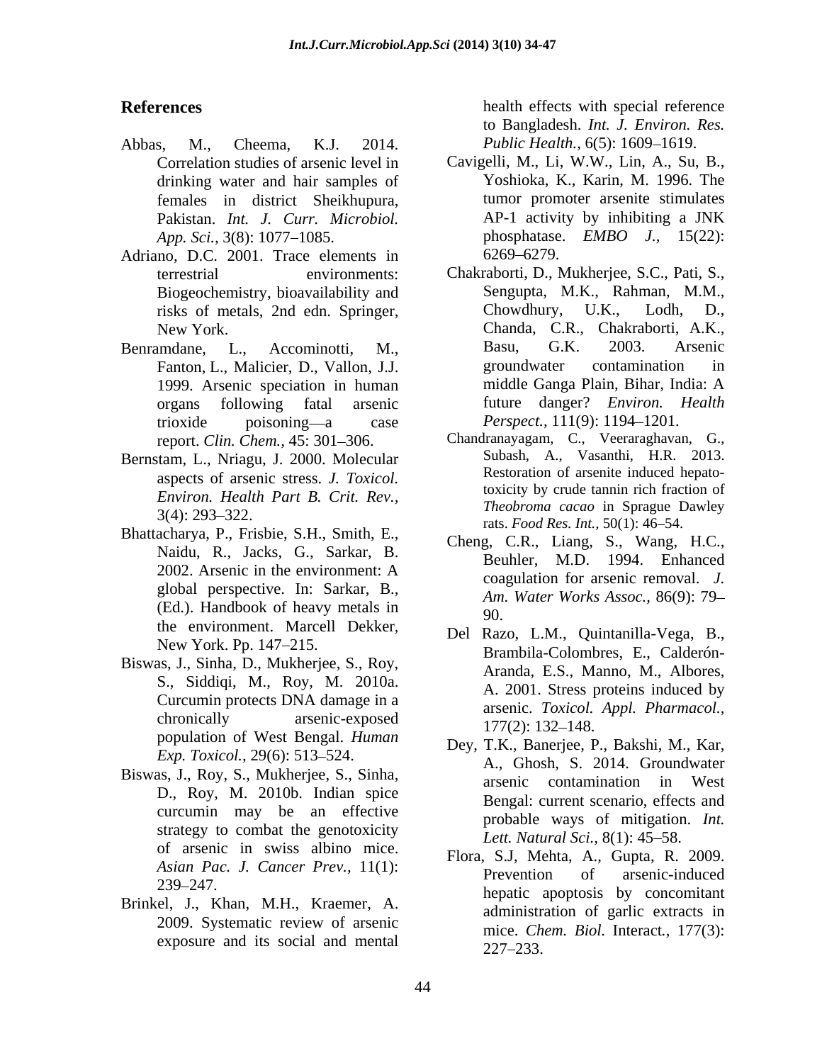## References

Abbas, M., Cheema, K.J. 2014. Correlation studies of arsenic level in drinking water and hair samples of females in district Sheikhupura, Pakistan. *Int. J. Curr. Microbiol. App. Sci.*, 3(8): 1077–1085.

Adriano, D.C. 2001. Trace elements in terrestrial environments: Biogeochemistry, bioavailability and risks of metals, 2nd edn. Springer, New York.

Benramdane, L., Accominotti, M., Fanton, L., Malicier, D., Vallon, J.J. 1999. Arsenic speciation in human organs following fatal arsenic trioxide poisoning—a case report. *Clin. Chem.*, 45: 301–306.

Bernstam, L., Nriagu, J. 2000. Molecular aspects of arsenic stress. *J. Toxicol. Environ. Health Part B. Crit. Rev.*, 3(4): 293–322.

Bhattacharya, P., Frisbie, S.H., Smith, E., Naidu, R., Jacks, G., Sarkar, B. 2002. Arsenic in the environment: A global perspective. In: Sarkar, B., (Ed.). Handbook of heavy metals in the environment. Marcell Dekker, New York. Pp. 147–215.

Biswas, J., Sinha, D., Mukherjee, S., Roy, S., Siddiqi, M., Roy, M. 2010a. Curcumin protects DNA damage in a chronically arsenic-exposed population of West Bengal. *Human Exp. Toxicol.*, 29(6): 513–524.

Biswas, J., Roy, S., Mukherjee, S., Sinha, D., Roy, M. 2010b. Indian spice curcumin may be an effective strategy to combat the genotoxicity of arsenic in swiss albino mice. *Asian Pac. J. Cancer Prev.*, 11(1): 239–247.

Brinkel, J., Khan, M.H., Kraemer, A. 2009. Systematic review of arsenic exposure and its social and mental health effects with special reference to Bangladesh. *Int. J. Environ. Res. Public Health.*, 6(5): 1609–1619.

Cavigelli, M., Li, W.W., Lin, A., Su, B., Yoshioka, K., Karin, M. 1996. The tumor promoter arsenite stimulates AP-1 activity by inhibiting a JNK phosphatase. *EMBO J.*, 15(22): 6269–6279.

Chakraborti, D., Mukherjee, S.C., Pati, S., Sengupta, M.K., Rahman, M.M., Chowdhury, U.K., Lodh, D., Chanda, C.R., Chakraborti, A.K., Basu, G.K. 2003. Arsenic groundwater contamination in middle Ganga Plain, Bihar, India: A future danger? *Environ. Health Perspect.*, 111(9): 1194–1201.

Chandranayagam, C., Veeraraghavan, G., Subash, A., Vasanthi, H.R. 2013. Restoration of arsenite induced hepato-toxicity by crude tannin rich fraction of *Theobroma cacao* in Sprague Dawley rats. *Food Res. Int.*, 50(1): 46–54.

Cheng, C.R., Liang, S., Wang, H.C., Beuhler, M.D. 1994. Enhanced coagulation for arsenic removal. *J. Am. Water Works Assoc.*, 86(9): 79–90.

Del Razo, L.M., Quintanilla-Vega, B., Brambila-Colombres, E., Calderón-Aranda, E.S., Manno, M., Albores, A. 2001. Stress proteins induced by arsenic. *Toxicol. Appl. Pharmacol.*, 177(2): 132–148.

Dey, T.K., Banerjee, P., Bakshi, M., Kar, A., Ghosh, S. 2014. Groundwater arsenic contamination in West Bengal: current scenario, effects and probable ways of mitigation. *Int. Lett. Natural Sci.*, 8(1): 45–58.

Flora, S.J, Mehta, A., Gupta, R. 2009. Prevention of arsenic-induced hepatic apoptosis by concomitant administration of garlic extracts in mice. *Chem. Biol.* Interact., 177(3): 227–233.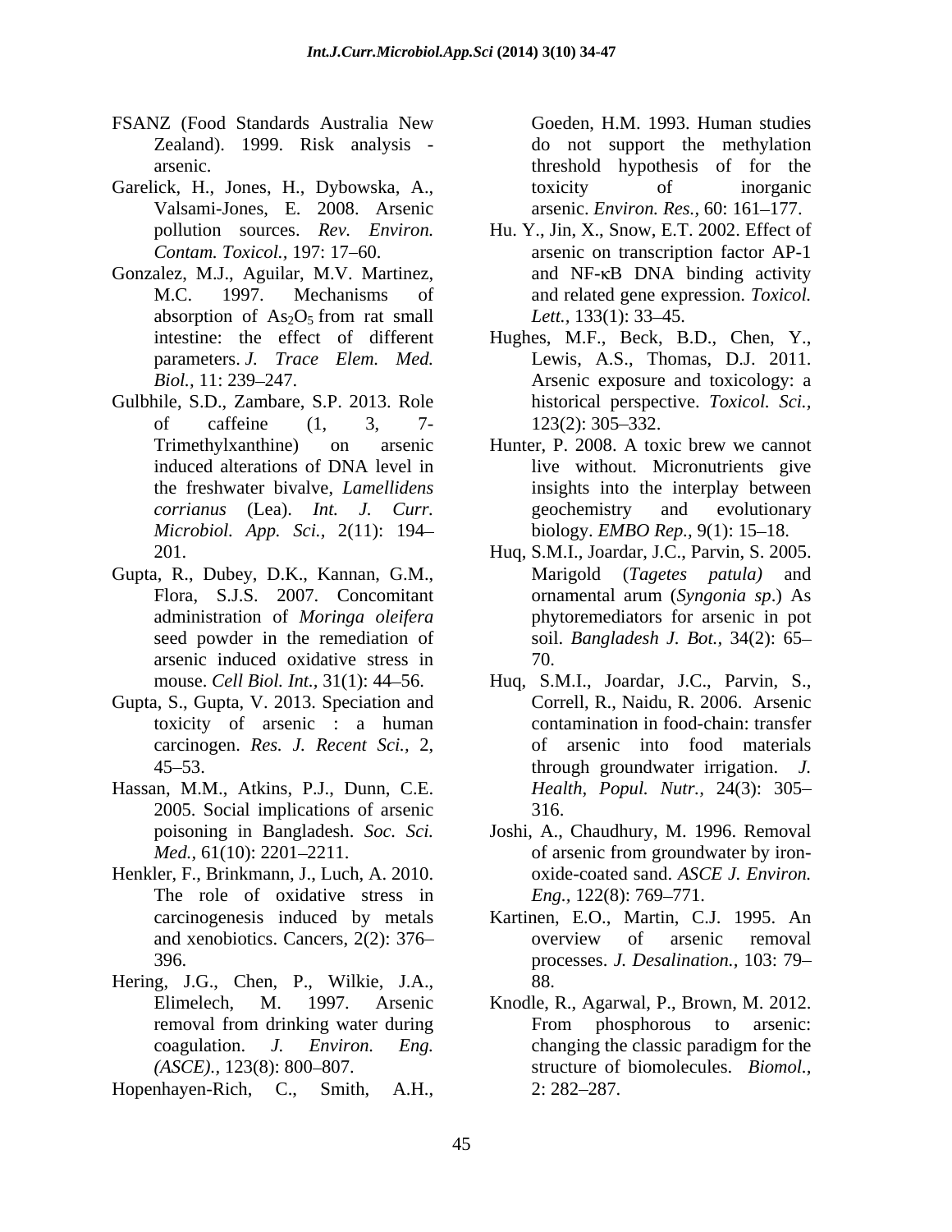FSANZ (Food Standards Australia New Zealand). 1999. Risk analysis - arsenic.

Garelick, H., Jones, H., Dybowska, A., Valsami-Jones, E. 2008. Arsenic pollution sources. *Rev. Environ. Contam. Toxicol.,* 197: 17–60.

Gonzalez, M.J., Aguilar, M.V. Martinez, M.C. 1997. Mechanisms of absorption of $As_2O_5$ from rat small intestine: the effect of different parameters. *J. Trace Elem. Med. Biol.,* 11: 239–247.

Gulbhile, S.D., Zambare, S.P. 2013. Role of caffeine (1, 3, 7- Trimethylxanthine) on arsenic induced alterations of DNA level in the freshwater bivalve, *Lamellidens corrianus* (Lea). *Int. J. Curr. Microbiol. App. Sci.,* 2(11): 194–201.

Gupta, R., Dubey, D.K., Kannan, G.M., Flora, S.J.S. 2007. Concomitant administration of *Moringa oleifera* seed powder in the remediation of arsenic induced oxidative stress in mouse. *Cell Biol. Int.,* 31(1): 44–56.

Gupta, S., Gupta, V. 2013. Speciation and toxicity of arsenic : a human carcinogen. *Res. J. Recent Sci.,* 2, 45–53.

Hassan, M.M., Atkins, P.J., Dunn, C.E. 2005. Social implications of arsenic poisoning in Bangladesh. *Soc. Sci. Med.,* 61(10): 2201–2211.

Henkler, F., Brinkmann, J., Luch, A. 2010. The role of oxidative stress in carcinogenesis induced by metals and xenobiotics. Cancers, 2(2): 376–396.

Hering, J.G., Chen, P., Wilkie, J.A., Elimelech, M. 1997. Arsenic removal from drinking water during coagulation. *J. Environ. Eng. (ASCE).,* 123(8): 800–807.

Hopenhayen-Rich, C., Smith, A.H., Goeden, H.M. 1993. Human studies do not support the methylation threshold hypothesis of for the toxicity of inorganic arsenic. *Environ. Res.,* 60: 161–177.

Hu. Y., Jin, X., Snow, E.T. 2002. Effect of arsenic on transcription factor AP-1 and NF-κB DNA binding activity and related gene expression. *Toxicol. Lett.,* 133(1): 33–45.

Hughes, M.F., Beck, B.D., Chen, Y., Lewis, A.S., Thomas, D.J. 2011. Arsenic exposure and toxicology: a historical perspective. *Toxicol. Sci.,* 123(2): 305–332.

Hunter, P. 2008. A toxic brew we cannot live without. Micronutrients give insights into the interplay between geochemistry and evolutionary biology. *EMBO Rep.,* 9(1): 15–18.

Huq, S.M.I., Joardar, J.C., Parvin, S. 2005. Marigold (*Tagetes patula)* and ornamental arum (*Syngonia sp*.) As phytoremediators for arsenic in pot soil. *Bangladesh J. Bot.,* 34(2): 65–70.

Huq, S.M.I., Joardar, J.C., Parvin, S., Correll, R., Naidu, R. 2006. Arsenic contamination in food-chain: transfer of arsenic into food materials through groundwater irrigation. *J. Health, Popul. Nutr.,* 24(3): 305–316.

Joshi, A., Chaudhury, M. 1996. Removal of arsenic from groundwater by iron-oxide-coated sand. *ASCE J. Environ. Eng.,* 122(8): 769–771.

Kartinen, E.O., Martin, C.J. 1995. An overview of arsenic removal processes. *J. Desalination.,* 103: 79–88.

Knodle, R., Agarwal, P., Brown, M. 2012. From phosphorous to arsenic: changing the classic paradigm for the structure of biomolecules. *Biomol.,* 2: 282–287.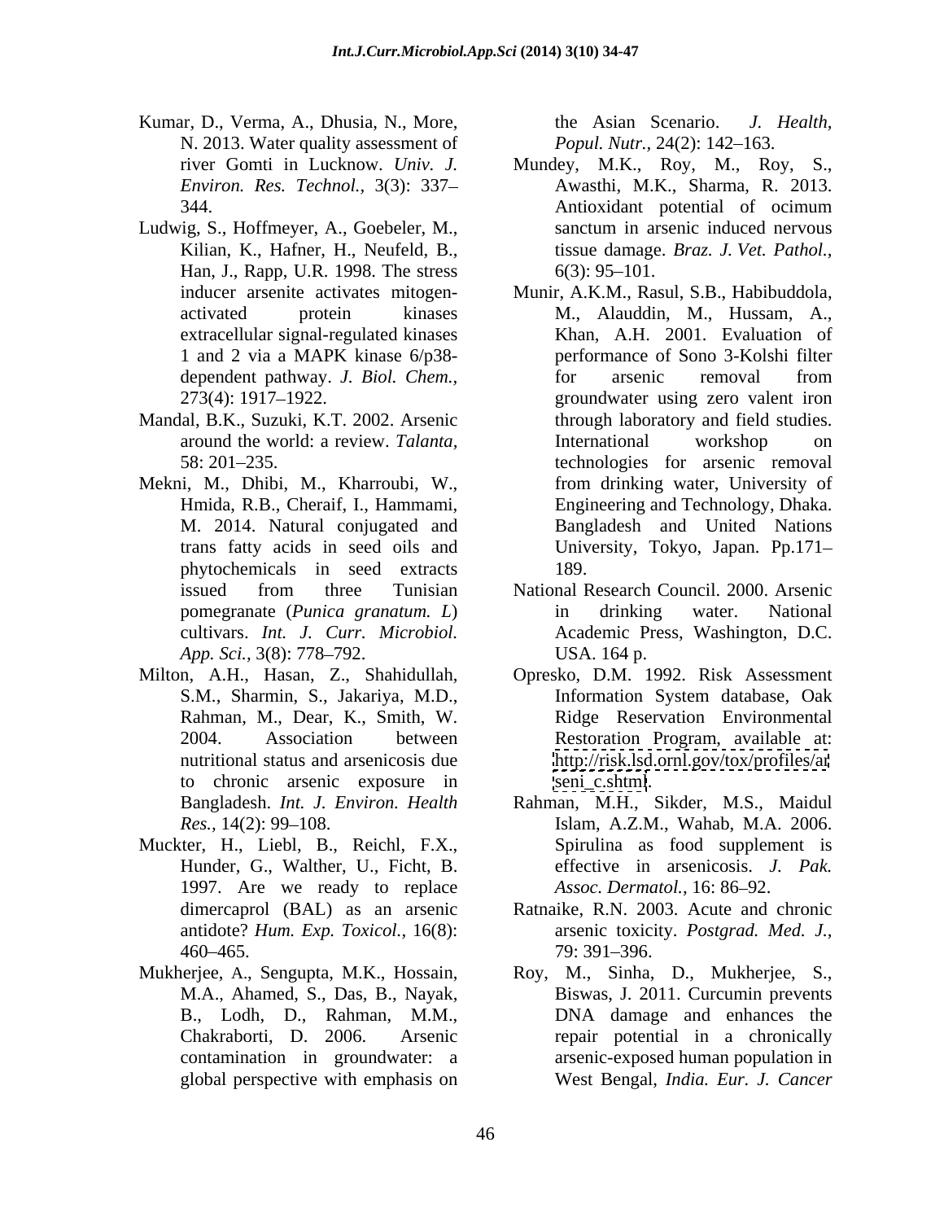Kumar, D., Verma, A., Dhusia, N., More, N. 2013. Water quality assessment of river Gomti in Lucknow. *Univ. J. Environ. Res. Technol.,* 3(3): 337–344.

Ludwig, S., Hoffmeyer, A., Goebeler, M., Kilian, K., Hafner, H., Neufeld, B., Han, J., Rapp, U.R. 1998. The stress inducer arsenite activates mitogen-activated protein kinases extracellular signal-regulated kinases 1 and 2 via a MAPK kinase 6/p38-dependent pathway. *J. Biol. Chem.,* 273(4): 1917–1922.

Mandal, B.K., Suzuki, K.T. 2002. Arsenic around the world: a review. *Talanta,* 58: 201–235.

Mekni, M., Dhibi, M., Kharroubi, W., Hmida, R.B., Cheraif, I., Hammami, M. 2014. Natural conjugated and trans fatty acids in seed oils and phytochemicals in seed extracts issued from three Tunisian pomegranate (*Punica granatum. L*) cultivars. *Int. J. Curr. Microbiol. App. Sci.,* 3(8): 778–792.

Milton, A.H., Hasan, Z., Shahidullah, S.M., Sharmin, S., Jakariya, M.D., Rahman, M., Dear, K., Smith, W. 2004. Association between nutritional status and arsenicosis due to chronic arsenic exposure in Bangladesh. *Int. J. Environ. Health Res.,* 14(2): 99–108.

Muckter, H., Liebl, B., Reichl, F.X., Hunder, G., Walther, U., Ficht, B. 1997. Are we ready to replace dimercaprol (BAL) as an arsenic antidote? *Hum. Exp. Toxicol.,* 16(8): 460–465.

Mukherjee, A., Sengupta, M.K., Hossain, M.A., Ahamed, S., Das, B., Nayak, B., Lodh, D., Rahman, M.M., Chakraborti, D. 2006. Arsenic contamination in groundwater: a global perspective with emphasis on the Asian Scenario. *J. Health, Popul. Nutr.,* 24(2): 142–163.

Mundey, M.K., Roy, M., Roy, S., Awasthi, M.K., Sharma, R. 2013. Antioxidant potential of ocimum sanctum in arsenic induced nervous tissue damage. *Braz. J. Vet. Pathol.,* 6(3): 95–101.

Munir, A.K.M., Rasul, S.B., Habibuddola, M., Alauddin, M., Hussam, A., Khan, A.H. 2001. Evaluation of performance of Sono 3-Kolshi filter for arsenic removal from groundwater using zero valent iron through laboratory and field studies. International workshop on technologies for arsenic removal from drinking water, University of Engineering and Technology, Dhaka. Bangladesh and United Nations University, Tokyo, Japan. Pp.171–189.

National Research Council. 2000. Arsenic in drinking water. National Academic Press, Washington, D.C. USA. 164 p.

Opresko, D.M. 1992. Risk Assessment Information System database, Oak Ridge Reservation Environmental Restoration Program, available at: http://risk.lsd.ornl.gov/tox/profiles/arseni_c.shtml.

Rahman, M.H., Sikder, M.S., Maidul Islam, A.Z.M., Wahab, M.A. 2006. Spirulina as food supplement is effective in arsenicosis. *J. Pak. Assoc. Dermatol.,* 16: 86–92.

Ratnaike, R.N. 2003. Acute and chronic arsenic toxicity. *Postgrad. Med. J.,* 79: 391–396.

Roy, M., Sinha, D., Mukherjee, S., Biswas, J. 2011. Curcumin prevents DNA damage and enhances the repair potential in a chronically arsenic-exposed human population in West Bengal, *India. Eur. J. Cancer*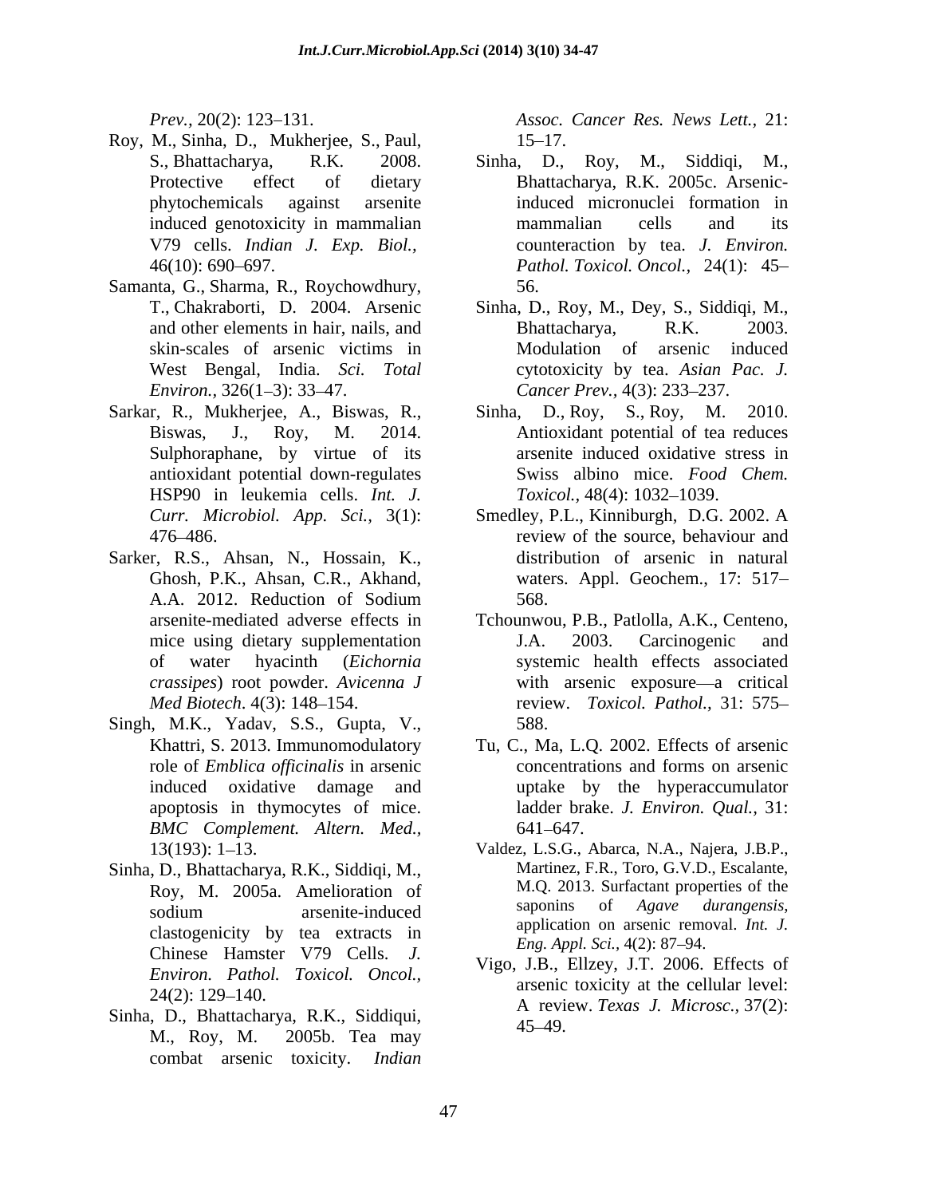*Prev.,* 20(2): 123–131.

Roy, M., Sinha, D., Mukherjee, S., Paul, S., Bhattacharya, R.K. 2008. Protective effect of dietary phytochemicals against arsenite induced genotoxicity in mammalian V79 cells. *Indian J. Exp. Biol.,* 46(10): 690–697.

Samanta, G., Sharma, R., Roychowdhury, T., Chakraborti, D. 2004. Arsenic and other elements in hair, nails, and skin-scales of arsenic victims in West Bengal, India. *Sci. Total Environ.,* 326(1–3): 33–47.

Sarkar, R., Mukherjee, A., Biswas, R., Biswas, J., Roy, M. 2014. Sulphoraphane, by virtue of its antioxidant potential down-regulates HSP90 in leukemia cells. *Int. J. Curr. Microbiol. App. Sci.,* 3(1): 476–486.

Sarker, R.S., Ahsan, N., Hossain, K., Ghosh, P.K., Ahsan, C.R., Akhand, A.A. 2012. Reduction of Sodium arsenite-mediated adverse effects in mice using dietary supplementation of water hyacinth (*Eichornia crassipes*) root powder. *Avicenna J Med Biotech*. 4(3): 148–154.

Singh, M.K., Yadav, S.S., Gupta, V., Khattri, S. 2013. Immunomodulatory role of *Emblica officinalis* in arsenic induced oxidative damage and apoptosis in thymocytes of mice. *BMC Complement. Altern. Med.,* 13(193): 1–13.

Sinha, D., Bhattacharya, R.K., Siddiqi, M., Roy, M. 2005a. Amelioration of sodium arsenite-induced clastogenicity by tea extracts in Chinese Hamster V79 Cells. *J. Environ. Pathol. Toxicol. Oncol.,* 24(2): 129–140.

Sinha, D., Bhattacharya, R.K., Siddiqui, M., Roy, M. 2005b. Tea may combat arsenic toxicity. *Indian Assoc. Cancer Res. News Lett.,* 21: 15–17.

Sinha, D., Roy, M., Siddiqi, M., Bhattacharya, R.K. 2005c. Arsenic-induced micronuclei formation in mammalian cells and its counteraction by tea. *J. Environ. Pathol. Toxicol. Oncol.,* 24(1): 45–56.

Sinha, D., Roy, M., Dey, S., Siddiqi, M., Bhattacharya, R.K. 2003. Modulation of arsenic induced cytotoxicity by tea. *Asian Pac. J. Cancer Prev.,* 4(3): 233–237.

Sinha, D., Roy, S., Roy, M. 2010. Antioxidant potential of tea reduces arsenite induced oxidative stress in Swiss albino mice. *Food Chem. Toxicol.,* 48(4): 1032–1039.

Smedley, P.L., Kinniburgh, D.G. 2002. A review of the source, behaviour and distribution of arsenic in natural waters. Appl. Geochem., 17: 517–568.

Tchounwou, P.B., Patlolla, A.K., Centeno, J.A. 2003. Carcinogenic and systemic health effects associated with arsenic exposure—a critical review. *Toxicol. Pathol.,* 31: 575–588.

Tu, C., Ma, L.Q. 2002. Effects of arsenic concentrations and forms on arsenic uptake by the hyperaccumulator ladder brake. *J. Environ. Qual.,* 31: 641–647.

Valdez, L.S.G., Abarca, N.A., Najera, J.B.P., Martinez, F.R., Toro, G.V.D., Escalante, M.Q. 2013. Surfactant properties of the saponins of *Agave durangensis*, application on arsenic removal. *Int. J. Eng. Appl. Sci.,* 4(2): 87–94.

Vigo, J.B., Ellzey, J.T. 2006. Effects of arsenic toxicity at the cellular level: A review. *Texas J. Microsc.,* 37(2): 45–49.